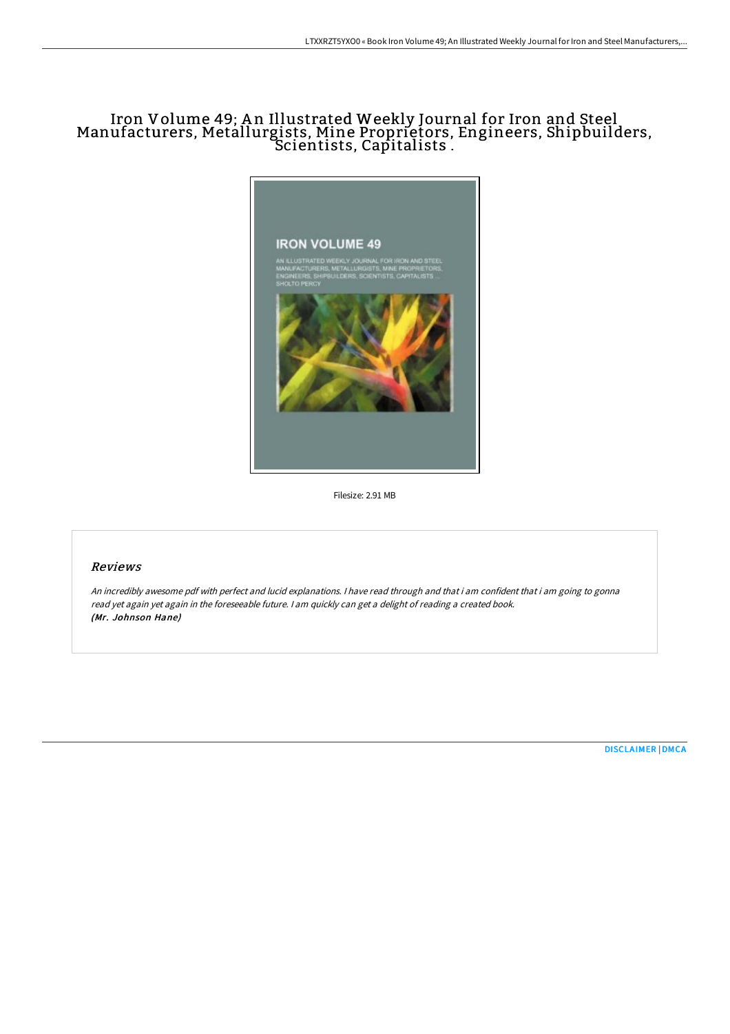# Iron Volume 49; An Illustrated Weekly Journal for Iron and Steel Manufacturers, Metallurgists, Mine Proprietors, Engineers, Shipbuilders, Scientists, Capitalists .

Filesize: 2.91 MB

## Reviews

*An incredibly awesome pdf with perfect and lucid explanations. I have read through and that i am confident that i am going to gonna read yet again yet again in the foreseeable future. I am quickly can get a delight of reading a created book.*
***(Mr. Johnson Hane)***

DISCLAIMER | DMCA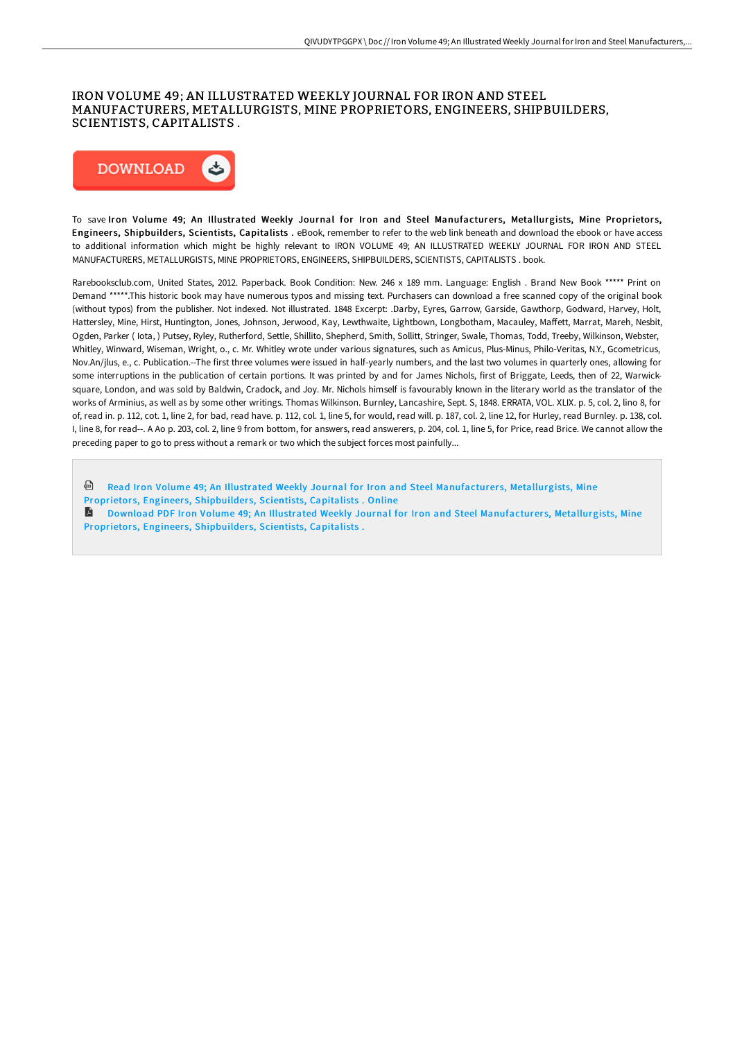# IRON VOLUME 49; AN ILLUSTRATED WEEKLY JOURNAL FOR IRON AND STEEL MANUFACTURERS, METALLURGISTS, MINE PROPRIETORS, ENGINEERS, SHIPBUILDERS, SCIENTISTS, CAPITALISTS .

DOWNLOAD

To save **Iron Volume 49; An Illustrated Weekly Journal for Iron and Steel Manufacturers, Metallurgists, Mine Proprietors, Engineers, Shipbuilders, Scientists, Capitalists .** eBook, remember to refer to the web link beneath and download the ebook or have access to additional information which might be highly relevant to IRON VOLUME 49; AN ILLUSTRATED WEEKLY JOURNAL FOR IRON AND STEEL MANUFACTURERS, METALLURGISTS, MINE PROPRIETORS, ENGINEERS, SHIPBUILDERS, SCIENTISTS, CAPITALISTS . book.

Rarebooksclub.com, United States, 2012. Paperback. Book Condition: New. 246 x 189 mm. Language: English . Brand New Book ***** Print on Demand *****.This historic book may have numerous typos and missing text. Purchasers can download a free scanned copy of the original book (without typos) from the publisher. Not indexed. Not illustrated. 1848 Excerpt: .Darby, Eyres, Garrow, Garside, Gawthorp, Godward, Harvey, Holt, Hattersley, Mine, Hirst, Huntington, Jones, Johnson, Jerwood, Kay, Lewthwaite, Lightbown, Longbotham, Macauley, Maffett, Marrat, Mareh, Nesbit, Ogden, Parker ( Iota, ) Putsey, Ryley, Rutherford, Settle, Shillito, Shepherd, Smith, Sollitt, Stringer, Swale, Thomas, Todd, Treeby, Wilkinson, Webster, Whitley, Winward, Wiseman, Wright, o., c. Mr. Whitley wrote under various signatures, such as Amicus, Plus-Minus, Philo-Veritas, N.Y., Gcometricus, Nov.An/jlus, e., c. Publication.--The first three volumes were issued in half-yearly numbers, and the last two volumes in quarterly ones, allowing for some interruptions in the publication of certain portions. It was printed by and for James Nichols, first of Briggate, Leeds, then of 22, Warwick-square, London, and was sold by Baldwin, Cradock, and Joy. Mr. Nichols himself is favourably known in the literary world as the translator of the works of Arminius, as well as by some other writings. Thomas Wilkinson. Burnley, Lancashire, Sept. S, 1848. ERRATA, VOL. XLIX. p. 5, col. 2, lino 8, for of, read in. p. 112, cot. 1, line 2, for bad, read have. p. 112, col. 1, line 5, for would, read will. p. 187, col. 2, line 12, for Hurley, read Burnley. p. 138, col. I, line 8, for read--. A Ao p. 203, col. 2, line 9 from bottom, for answers, read answerers, p. 204, col. 1, line 5, for Price, read Brice. We cannot allow the preceding paper to go to press without a remark or two which the subject forces most painfully...

Read Iron Volume 49; An Illustrated Weekly Journal for Iron and Steel Manufacturers, Metallurgists, Mine Proprietors, Engineers, Shipbuilders, Scientists, Capitalists . Online

Download PDF Iron Volume 49; An Illustrated Weekly Journal for Iron and Steel Manufacturers, Metallurgists, Mine Proprietors, Engineers, Shipbuilders, Scientists, Capitalists .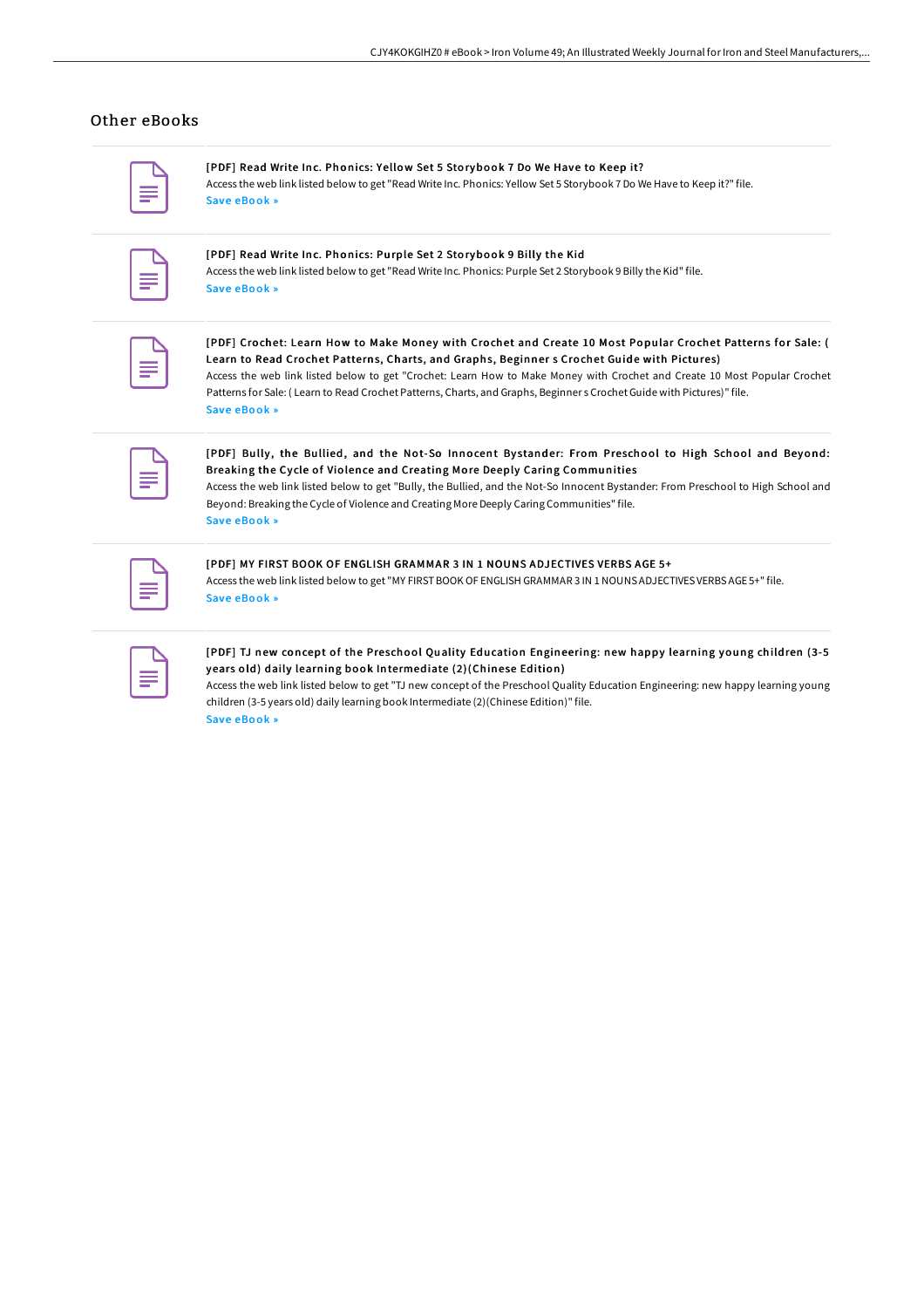## Other eBooks

**[PDF] Read Write Inc. Phonics: Yellow Set 5 Storybook 7 Do We Have to Keep it?**
Access the web link listed below to get "Read Write Inc. Phonics: Yellow Set 5 Storybook 7 Do We Have to Keep it?" file.
Save eBook »

**[PDF] Read Write Inc. Phonics: Purple Set 2 Storybook 9 Billy the Kid**
Access the web link listed below to get "Read Write Inc. Phonics: Purple Set 2 Storybook 9 Billy the Kid" file.
Save eBook »

**[PDF] Crochet: Learn How to Make Money with Crochet and Create 10 Most Popular Crochet Patterns for Sale: ( Learn to Read Crochet Patterns, Charts, and Graphs, Beginner s Crochet Guide with Pictures)**
Access the web link listed below to get "Crochet: Learn How to Make Money with Crochet and Create 10 Most Popular Crochet Patterns for Sale: ( Learn to Read Crochet Patterns, Charts, and Graphs, Beginner s Crochet Guide with Pictures)" file.
Save eBook »

**[PDF] Bully, the Bullied, and the Not-So Innocent Bystander: From Preschool to High School and Beyond: Breaking the Cycle of Violence and Creating More Deeply Caring Communities**
Access the web link listed below to get "Bully, the Bullied, and the Not-So Innocent Bystander: From Preschool to High School and Beyond: Breaking the Cycle of Violence and Creating More Deeply Caring Communities" file.
Save eBook »

**[PDF] MY FIRST BOOK OF ENGLISH GRAMMAR 3 IN 1 NOUNS ADJECTIVES VERBS AGE 5+**
Access the web link listed below to get "MY FIRST BOOK OF ENGLISH GRAMMAR 3 IN 1 NOUNS ADJECTIVES VERBS AGE 5+" file.
Save eBook »

**[PDF] TJ new concept of the Preschool Quality Education Engineering: new happy learning young children (3-5 years old) daily learning book Intermediate (2)(Chinese Edition)**
Access the web link listed below to get "TJ new concept of the Preschool Quality Education Engineering: new happy learning young children (3-5 years old) daily learning book Intermediate (2)(Chinese Edition)" file.
Save eBook »